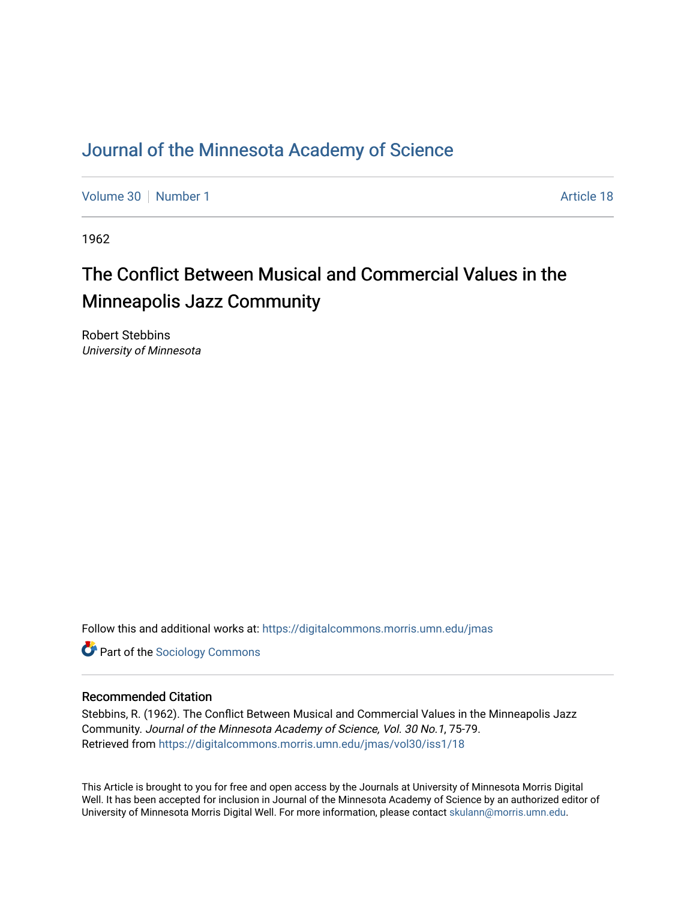# Journal of the Minnesota Academy of Science

Volume 30 | Number 1 Article 18

1962

## The Conflict Between Musical and Commercial Values in the Minneapolis Jazz Community

Robert Stebbins
*University of Minnesota*

Follow this and additional works at: https://digitalcommons.morris.umn.edu/jmas

Part of the Sociology Commons

### Recommended Citation

Stebbins, R. (1962). The Conflict Between Musical and Commercial Values in the Minneapolis Jazz Community. *Journal of the Minnesota Academy of Science, Vol. 30 No.1*, 75-79.
Retrieved from https://digitalcommons.morris.umn.edu/jmas/vol30/iss1/18

This Article is brought to you for free and open access by the Journals at University of Minnesota Morris Digital Well. It has been accepted for inclusion in Journal of the Minnesota Academy of Science by an authorized editor of University of Minnesota Morris Digital Well. For more information, please contact skulann@morris.umn.edu.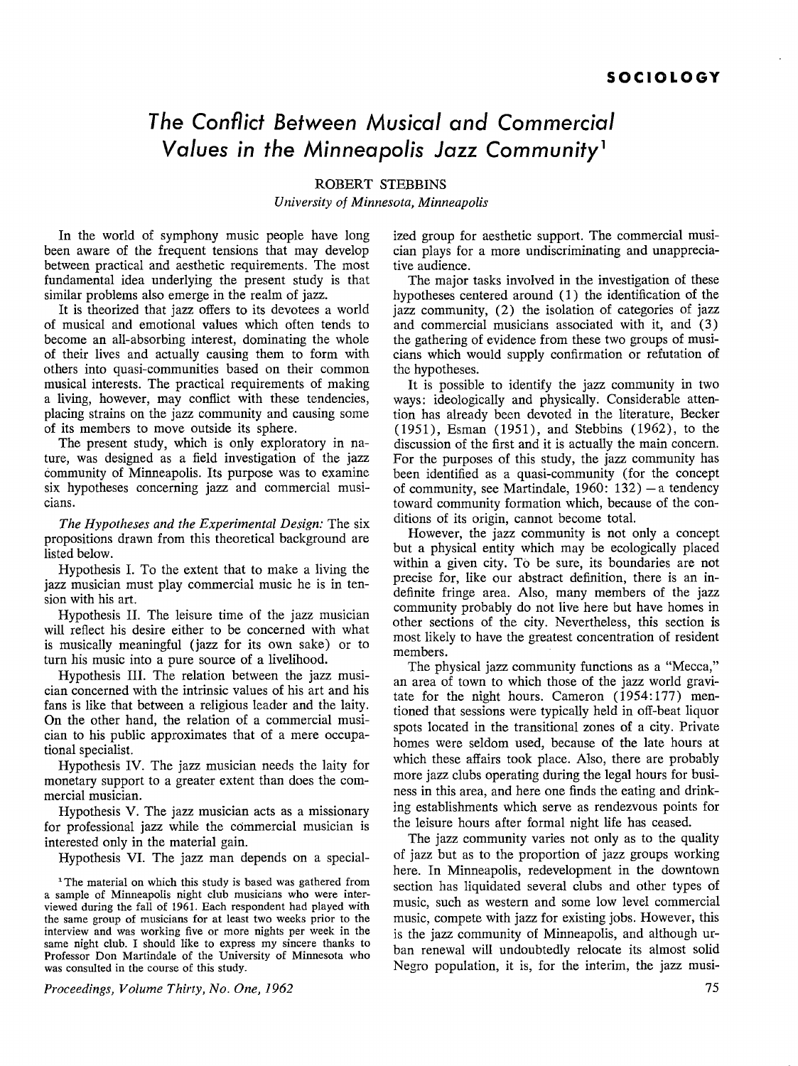# The Conflict Between Musical and Commercial Values in the Minneapolis Jazz Community[1]

ROBERT STEBBINS

*University of Minnesota, Minneapolis*

In the world of symphony music people have long been aware of the frequent tensions that may develop between practical and aesthetic requirements. The most fundamental idea underlying the present study is that similar problems also emerge in the realm of jazz.

It is theorized that jazz offers to its devotees a world of musical and emotional values which often tends to become an all-absorbing interest, dominating the whole of their lives and actually causing them to form with others into quasi-communities based on their common musical interests. The practical requirements of making a living, however, may conflict with these tendencies, placing strains on the jazz community and causing some of its members to move outside its sphere.

The present study, which is only exploratory in nature, was designed as a field investigation of the jazz community of Minneapolis. Its purpose was to examine six hypotheses concerning jazz and commercial musicians.

*The Hypotheses and the Experimental Design:* The six propositions drawn from this theoretical background are listed below.

Hypothesis I. To the extent that to make a living the jazz musician must play commercial music he is in tension with his art.

Hypothesis II. The leisure time of the jazz musician will reflect his desire either to be concerned with what is musically meaningful (jazz for its own sake) or to turn his music into a pure source of a livelihood.

Hypothesis III. The relation between the jazz musician concerned with the intrinsic values of his art and his fans is like that between a religious leader and the laity. On the other hand, the relation of a commercial musician to his public approximates that of a mere occupational specialist.

Hypothesis IV. The jazz musician needs the laity for monetary support to a greater extent than does the commercial musician.

Hypothesis V. The jazz musician acts as a missionary for professional jazz while the commercial musician is interested only in the material gain.

Hypothesis VI. The jazz man depends on a specialized group for aesthetic support. The commercial musician plays for a more undiscriminating and unappreciative audience.

The major tasks involved in the investigation of these hypotheses centered around (1) the identification of the jazz community, (2) the isolation of categories of jazz and commercial musicians associated with it, and (3) the gathering of evidence from these two groups of musicians which would supply confirmation or refutation of the hypotheses.

It is possible to identify the jazz community in two ways: ideologically and physically. Considerable attention has already been devoted in the literature, Becker (1951), Esman (1951), and Stebbins (1962), to the discussion of the first and it is actually the main concern. For the purposes of this study, the jazz community has been identified as a quasi-community (for the concept of community, see Martindale, 1960: 132) — a tendency toward community formation which, because of the conditions of its origin, cannot become total.

However, the jazz community is not only a concept but a physical entity which may be ecologically placed within a given city. To be sure, its boundaries are not precise for, like our abstract definition, there is an indefinite fringe area. Also, many members of the jazz community probably do not live here but have homes in other sections of the city. Nevertheless, this section is most likely to have the greatest concentration of resident members.

The physical jazz community functions as a "Mecca," an area of town to which those of the jazz world gravitate for the night hours. Cameron (1954:177) mentioned that sessions were typically held in off-beat liquor spots located in the transitional zones of a city. Private homes were seldom used, because of the late hours at which these affairs took place. Also, there are probably more jazz clubs operating during the legal hours for business in this area, and here one finds the eating and drinking establishments which serve as rendezvous points for the leisure hours after formal night life has ceased.

The jazz community varies not only as to the quality of jazz but as to the proportion of jazz groups working here. In Minneapolis, redevelopment in the downtown section has liquidated several clubs and other types of music, such as western and some low level commercial music, compete with jazz for existing jobs. However, this is the jazz community of Minneapolis, and although urban renewal will undoubtedly relocate its almost solid Negro population, it is, for the interim, the jazz musi-

[1] The material on which this study is based was gathered from a sample of Minneapolis night club musicians who were interviewed during the fall of 1961. Each respondent had played with the same group of musicians for at least two weeks prior to the interview and was working five or more nights per week in the same night club. I should like to express my sincere thanks to Professor Don Martindale of the University of Minnesota who was consulted in the course of this study.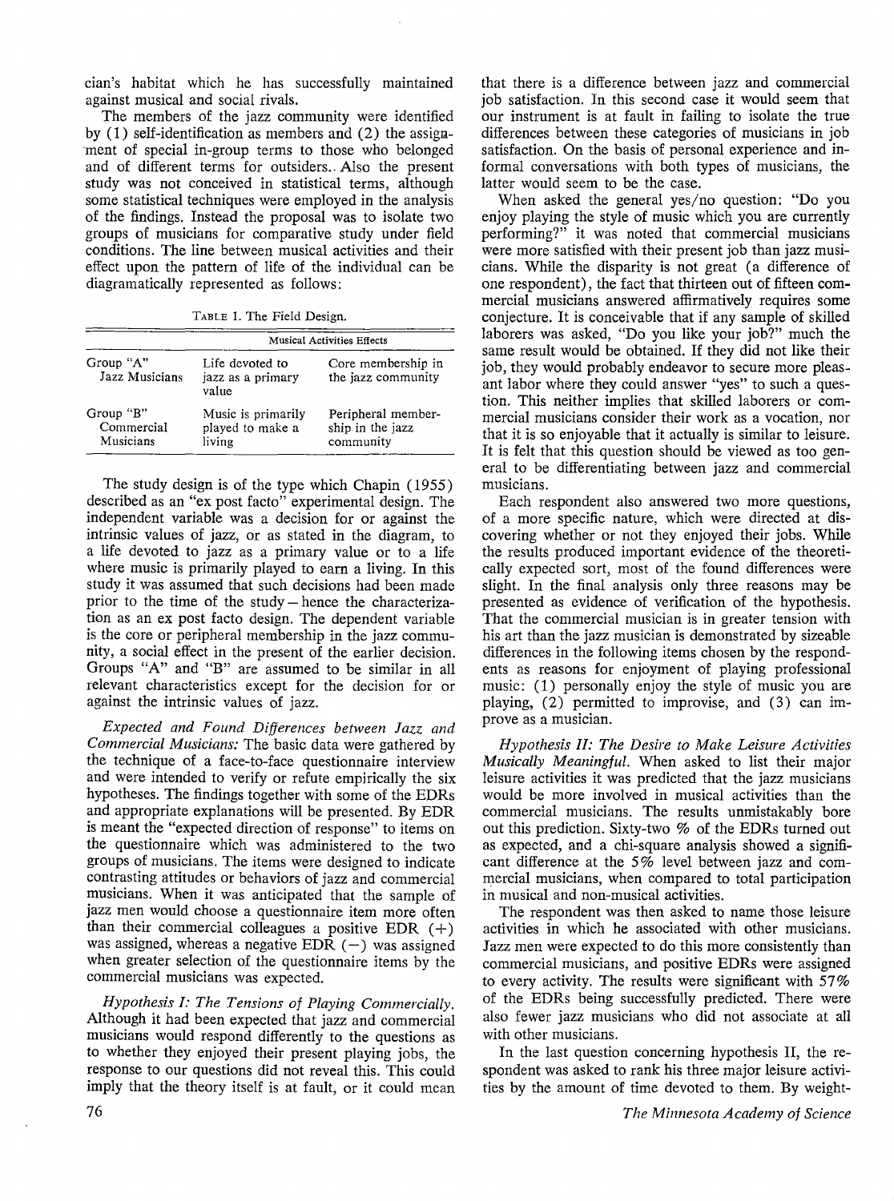cian's habitat which he has successfully maintained against musical and social rivals.

The members of the jazz community were identified by (1) self-identification as members and (2) the assignment of special in-group terms to those who belonged and of different terms for outsiders. Also the present study was not conceived in statistical terms, although some statistical techniques were employed in the analysis of the findings. Instead the proposal was to isolate two groups of musicians for comparative study under field conditions. The line between musical activities and their effect upon the pattern of life of the individual can be diagramatically represented as follows:

TABLE 1. The Field Design.

| | Musical Activities Effects | |
|---|---|---|
| Group "A" Jazz Musicians | Life devoted to jazz as a primary value | Core membership in the jazz community |
| Group "B" Commercial Musicians | Music is primarily played to make a living | Peripheral membership in the jazz community |

The study design is of the type which Chapin (1955) described as an "ex post facto" experimental design. The independent variable was a decision for or against the intrinsic values of jazz, or as stated in the diagram, to a life devoted to jazz as a primary value or to a life where music is primarily played to earn a living. In this study it was assumed that such decisions had been made prior to the time of the study – hence the characterization as an ex post facto design. The dependent variable is the core or peripheral membership in the jazz community, a social effect in the present of the earlier decision. Groups "A" and "B" are assumed to be similar in all relevant characteristics except for the decision for or against the intrinsic values of jazz.

*Expected and Found Differences between Jazz and Commercial Musicians:* The basic data were gathered by the technique of a face-to-face questionnaire interview and were intended to verify or refute empirically the six hypotheses. The findings together with some of the EDRs and appropriate explanations will be presented. By EDR is meant the "expected direction of response" to items on the questionnaire which was administered to the two groups of musicians. The items were designed to indicate contrasting attitudes or behaviors of jazz and commercial musicians. When it was anticipated that the sample of jazz men would choose a questionnaire item more often than their commercial colleagues a positive EDR (+) was assigned, whereas a negative EDR (−) was assigned when greater selection of the questionnaire items by the commercial musicians was expected.

*Hypothesis I: The Tensions of Playing Commercially.* Although it had been expected that jazz and commercial musicians would respond differently to the questions as to whether they enjoyed their present playing jobs, the response to our questions did not reveal this. This could imply that the theory itself is at fault, or it could mean that there is a difference between jazz and commercial job satisfaction. In this second case it would seem that our instrument is at fault in failing to isolate the true differences between these categories of musicians in job satisfaction. On the basis of personal experience and informal conversations with both types of musicians, the latter would seem to be the case.

When asked the general yes/no question: "Do you enjoy playing the style of music which you are currently performing?" it was noted that commercial musicians were more satisfied with their present job than jazz musicians. While the disparity is not great (a difference of one respondent), the fact that thirteen out of fifteen commercial musicians answered affirmatively requires some conjecture. It is conceivable that if any sample of skilled laborers was asked, "Do you like your job?" much the same result would be obtained. If they did not like their job, they would probably endeavor to secure more pleasant labor where they could answer "yes" to such a question. This neither implies that skilled laborers or commercial musicians consider their work as a vocation, nor that it is so enjoyable that it actually is similar to leisure. It is felt that this question should be viewed as too general to be differentiating between jazz and commercial musicians.

Each respondent also answered two more questions, of a more specific nature, which were directed at discovering whether or not they enjoyed their jobs. While the results produced important evidence of the theoretically expected sort, most of the found differences were slight. In the final analysis only three reasons may be presented as evidence of verification of the hypothesis. That the commercial musician is in greater tension with his art than the jazz musician is demonstrated by sizeable differences in the following items chosen by the respondents as reasons for enjoyment of playing professional music: (1) personally enjoy the style of music you are playing, (2) permitted to improvise, and (3) can improve as a musician.

*Hypothesis II: The Desire to Make Leisure Activities Musically Meaningful.* When asked to list their major leisure activities it was predicted that the jazz musicians would be more involved in musical activities than the commercial musicians. The results unmistakably bore out this prediction. Sixty-two % of the EDRs turned out as expected, and a chi-square analysis showed a significant difference at the 5% level between jazz and commercial musicians, when compared to total participation in musical and non-musical activities.

The respondent was then asked to name those leisure activities in which he associated with other musicians. Jazz men were expected to do this more consistently than commercial musicians, and positive EDRs were assigned to every activity. The results were significant with 57% of the EDRs being successfully predicted. There were also fewer jazz musicians who did not associate at all with other musicians.

In the last question concerning hypothesis II, the respondent was asked to rank his three major leisure activities by the amount of time devoted to them. By weight-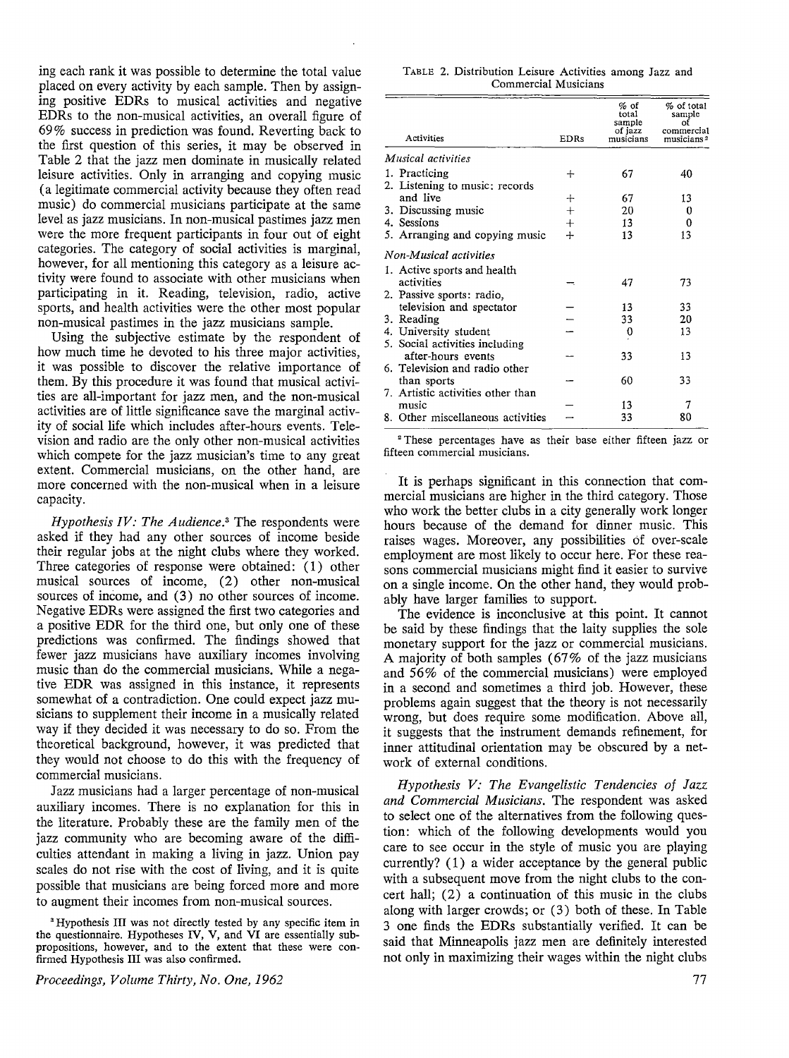ing each rank it was possible to determine the total value placed on every activity by each sample. Then by assigning positive EDRs to musical activities and negative EDRs to the non-musical activities, an overall figure of 69% success in prediction was found. Reverting back to the first question of this series, it may be observed in Table 2 that the jazz men dominate in musically related leisure activities. Only in arranging and copying music (a legitimate commercial activity because they often read music) do commercial musicians participate at the same level as jazz musicians. In non-musical pastimes jazz men were the more frequent participants in four out of eight categories. The category of social activities is marginal, however, for all mentioning this category as a leisure activity were found to associate with other musicians when participating in it. Reading, television, radio, active sports, and health activities were the other most popular non-musical pastimes in the jazz musicians sample.

Using the subjective estimate by the respondent of how much time he devoted to his three major activities, it was possible to discover the relative importance of them. By this procedure it was found that musical activities are all-important for jazz men, and the non-musical activities are of little significance save the marginal activity of social life which includes after-hours events. Television and radio are the only other non-musical activities which compete for the jazz musician's time to any great extent. Commercial musicians, on the other hand, are more concerned with the non-musical when in a leisure capacity.

*Hypothesis IV: The Audience.*[3] The respondents were asked if they had any other sources of income beside their regular jobs at the night clubs where they worked. Three categories of response were obtained: (1) other musical sources of income, (2) other non-musical sources of income, and (3) no other sources of income. Negative EDRs were assigned the first two categories and a positive EDR for the third one, but only one of these predictions was confirmed. The findings showed that fewer jazz musicians have auxiliary incomes involving music than do the commercial musicians. While a negative EDR was assigned in this instance, it represents somewhat of a contradiction. One could expect jazz musicians to supplement their income in a musically related way if they decided it was necessary to do so. From the theoretical background, however, it was predicted that they would not choose to do this with the frequency of commercial musicians.

Jazz musicians had a larger percentage of non-musical auxiliary incomes. There is no explanation for this in the literature. Probably these are the family men of the jazz community who are becoming aware of the difficulties attendant in making a living in jazz. Union pay scales do not rise with the cost of living, and it is quite possible that musicians are being forced more and more to augment their incomes from non-musical sources.

[3] Hypothesis III was not directly tested by any specific item in the questionnaire. Hypotheses IV, V, and VI are essentially sub-propositions, however, and to the extent that these were confirmed Hypothesis III was also confirmed.

TABLE 2. Distribution Leisure Activities among Jazz and Commercial Musicians

| Activities | EDRs | % of total sample of jazz musicians | % of total sample of commercial musicians[a] |
|---|---|---|---|
| *Musical activities* | | | |
| 1. Practicing | + | 67 | 40 |
| 2. Listening to music: records and live | + | 67 | 13 |
| 3. Discussing music | + | 20 | 0 |
| 4. Sessions | + | 13 | 0 |
| 5. Arranging and copying music | + | 13 | 13 |
| *Non-Musical activities* | | | |
| 1. Active sports and health activities | − | 47 | 73 |
| 2. Passive sports: radio, television and spectator | − | 13 | 33 |
| 3. Reading | − | 33 | 20 |
| 4. University student | − | 0 | 13 |
| 5. Social activities including after-hours events | − | 33 | 13 |
| 6. Television and radio other than sports | − | 60 | 33 |
| 7. Artistic activities other than music | − | 13 | 7 |
| 8. Other miscellaneous activities | − | 33 | 80 |

[a] These percentages have as their base either fifteen jazz or fifteen commercial musicians.

It is perhaps significant in this connection that commercial musicians are higher in the third category. Those who work the better clubs in a city generally work longer hours because of the demand for dinner music. This raises wages. Moreover, any possibilities of over-scale employment are most likely to occur here. For these reasons commercial musicians might find it easier to survive on a single income. On the other hand, they would probably have larger families to support.

The evidence is inconclusive at this point. It cannot be said by these findings that the laity supplies the sole monetary support for the jazz or commercial musicians. A majority of both samples (67% of the jazz musicians and 56% of the commercial musicians) were employed in a second and sometimes a third job. However, these problems again suggest that the theory is not necessarily wrong, but does require some modification. Above all, it suggests that the instrument demands refinement, for inner attitudinal orientation may be obscured by a network of external conditions.

*Hypothesis V: The Evangelistic Tendencies of Jazz and Commercial Musicians.* The respondent was asked to select one of the alternatives from the following question: which of the following developments would you care to see occur in the style of music you are playing currently? (1) a wider acceptance by the general public with a subsequent move from the night clubs to the concert hall; (2) a continuation of this music in the clubs along with larger crowds; or (3) both of these. In Table 3 one finds the EDRs substantially verified. It can be said that Minneapolis jazz men are definitely interested not only in maximizing their wages within the night clubs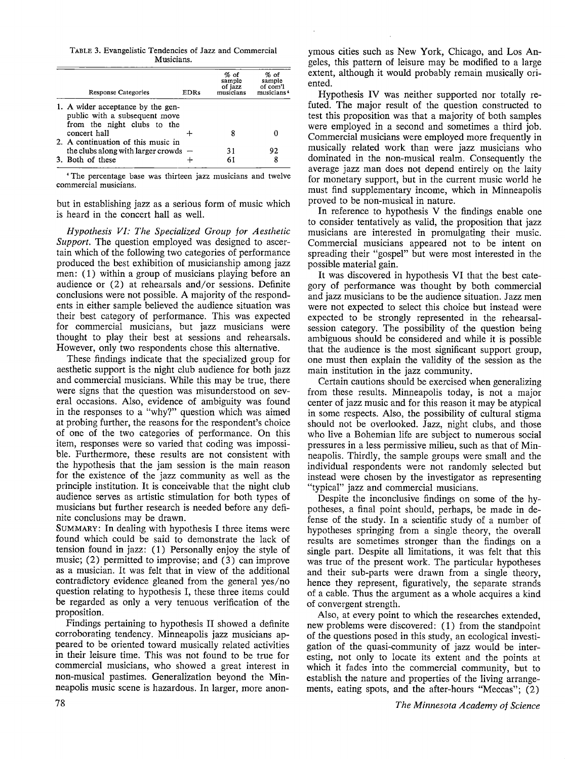TABLE 3. Evangelistic Tendencies of Jazz and Commercial Musicians.

| Response Categories | EDRs | % of sample of jazz musicians | % of sample of com'l musicians[4] |
|---|---|---|---|
| 1. A wider acceptance by the general public with a subsequent move from the night clubs to the concert hall | + | 8 | 0 |
| 2. A continuation of this music in the clubs along with larger crowds | − | 31 | 92 |
| 3. Both of these | + | 61 | 8 |

[4] The percentage base was thirteen jazz musicians and twelve commercial musicians.

but in establishing jazz as a serious form of music which is heard in the concert hall as well.

*Hypothesis VI: The Specialized Group for Aesthetic Support.* The question employed was designed to ascertain which of the following two categories of performance produced the best exhibition of musicianship among jazz men: (1) within a group of musicians playing before an audience or (2) at rehearsals and/or sessions. Definite conclusions were not possible. A majority of the respondents in either sample believed the audience situation was their best category of performance. This was expected for commercial musicians, but jazz musicians were thought to play their best at sessions and rehearsals. However, only two respondents chose this alternative.

These findings indicate that the specialized group for aesthetic support is the night club audience for both jazz and commercial musicians. While this may be true, there were signs that the question was misunderstood on several occasions. Also, evidence of ambiguity was found in the responses to a "why?" question which was aimed at probing further, the reasons for the respondent's choice of one of the two categories of performance. On this item, responses were so varied that coding was impossible. Furthermore, these results are not consistent with the hypothesis that the jam session is the main reason for the existence of the jazz community as well as the principle institution. It is conceivable that the night club audience serves as artistic stimulation for both types of musicians but further research is needed before any definite conclusions may be drawn.

SUMMARY: In dealing with hypothesis I three items were found which could be said to demonstrate the lack of tension found in jazz: (1) Personally enjoy the style of music; (2) permitted to improvise; and (3) can improve as a musician. It was felt that in view of the additional contradictory evidence gleaned from the general yes/no question relating to hypothesis I, these three items could be regarded as only a very tenuous verification of the proposition.

Findings pertaining to hypothesis II showed a definite corroborating tendency. Minneapolis jazz musicians appeared to be oriented toward musically related activities in their leisure time. This was not found to be true for commercial musicians, who showed a great interest in non-musical pastimes. Generalization beyond the Minneapolis music scene is hazardous. In larger, more anonymous cities such as New York, Chicago, and Los Angeles, this pattern of leisure may be modified to a large extent, although it would probably remain musically oriented.

Hypothesis IV was neither supported nor totally refuted. The major result of the question constructed to test this proposition was that a majority of both samples were employed in a second and sometimes a third job. Commercial musicians were employed more frequently in musically related work than were jazz musicians who dominated in the non-musical realm. Consequently the average jazz man does not depend entirely on the laity for monetary support, but in the current music world he must find supplementary income, which in Minneapolis proved to be non-musical in nature.

In reference to hypothesis V the findings enable one to consider tentatively as valid, the proposition that jazz musicians are interested in promulgating their music. Commercial musicians appeared not to be intent on spreading their "gospel" but were most interested in the possible material gain.

It was discovered in hypothesis VI that the best category of performance was thought by both commercial and jazz musicians to be the audience situation. Jazz men were not expected to select this choice but instead were expected to be strongly represented in the rehearsal-session category. The possibility of the question being ambiguous should be considered and while it is possible that the audience is the most significant support group, one must then explain the validity of the session as the main institution in the jazz community.

Certain cautions should be exercised when generalizing from these results. Minneapolis today, is not a major center of jazz music and for this reason it may be atypical in some respects. Also, the possibility of cultural stigma should not be overlooked. Jazz, night clubs, and those who live a Bohemian life are subject to numerous social pressures in a less permissive milieu, such as that of Minneapolis. Thirdly, the sample groups were small and the individual respondents were not randomly selected but instead were chosen by the investigator as representing "typical" jazz and commercial musicians.

Despite the inconclusive findings on some of the hypotheses, a final point should, perhaps, be made in defense of the study. In a scientific study of a number of hypotheses springing from a single theory, the overall results are sometimes stronger than the findings on a single part. Despite all limitations, it was felt that this was true of the present work. The particular hypotheses and their sub-parts were drawn from a single theory, hence they represent, figuratively, the separate strands of a cable. Thus the argument as a whole acquires a kind of convergent strength.

Also, at every point to which the researches extended, new problems were discovered: (1) from the standpoint of the questions posed in this study, an ecological investigation of the quasi-community of jazz would be interesting, not only to locate its extent and the points at which it fades into the commercial community, but to establish the nature and properties of the living arrangements, eating spots, and the after-hours "Meccas"; (2)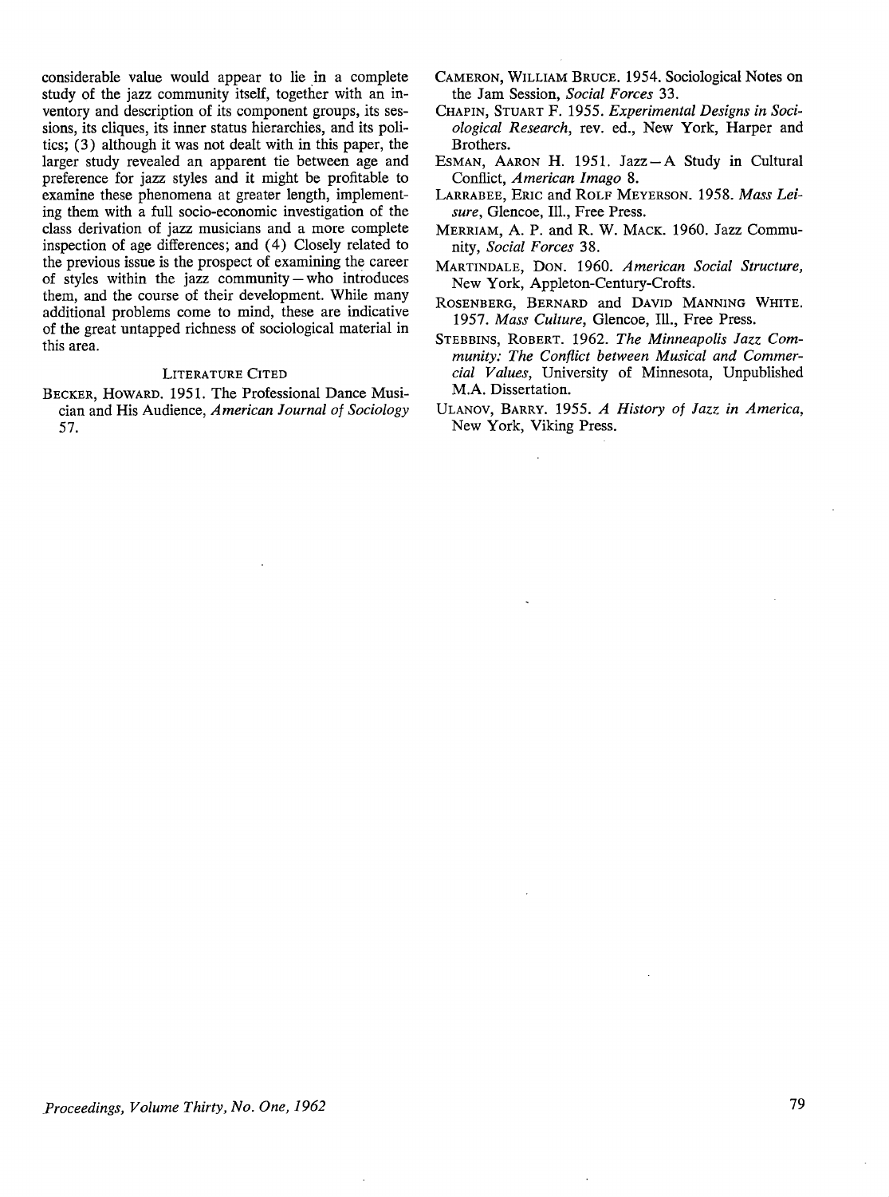considerable value would appear to lie in a complete study of the jazz community itself, together with an inventory and description of its component groups, its sessions, its cliques, its inner status hierarchies, and its politics; (3) although it was not dealt with in this paper, the larger study revealed an apparent tie between age and preference for jazz styles and it might be profitable to examine these phenomena at greater length, implementing them with a full socio-economic investigation of the class derivation of jazz musicians and a more complete inspection of age differences; and (4) Closely related to the previous issue is the prospect of examining the career of styles within the jazz community—who introduces them, and the course of their development. While many additional problems come to mind, these are indicative of the great untapped richness of sociological material in this area.

### Literature Cited

Becker, Howard. 1951. The Professional Dance Musician and His Audience, *American Journal of Sociology* 57.

Cameron, William Bruce. 1954. Sociological Notes on the Jam Session, *Social Forces* 33.

Chapin, Stuart F. 1955. *Experimental Designs in Sociological Research*, rev. ed., New York, Harper and Brothers.

Esman, Aaron H. 1951. Jazz—A Study in Cultural Conflict, *American Imago* 8.

Larrabee, Eric and Rolf Meyerson. 1958. *Mass Leisure*, Glencoe, Ill., Free Press.

Merriam, A. P. and R. W. Mack. 1960. Jazz Community, *Social Forces* 38.

Martindale, Don. 1960. *American Social Structure*, New York, Appleton-Century-Crofts.

Rosenberg, Bernard and David Manning White. 1957. *Mass Culture*, Glencoe, Ill., Free Press.

Stebbins, Robert. 1962. *The Minneapolis Jazz Community: The Conflict between Musical and Commercial Values*, University of Minnesota, Unpublished M.A. Dissertation.

Ulanov, Barry. 1955. *A History of Jazz in America*, New York, Viking Press.